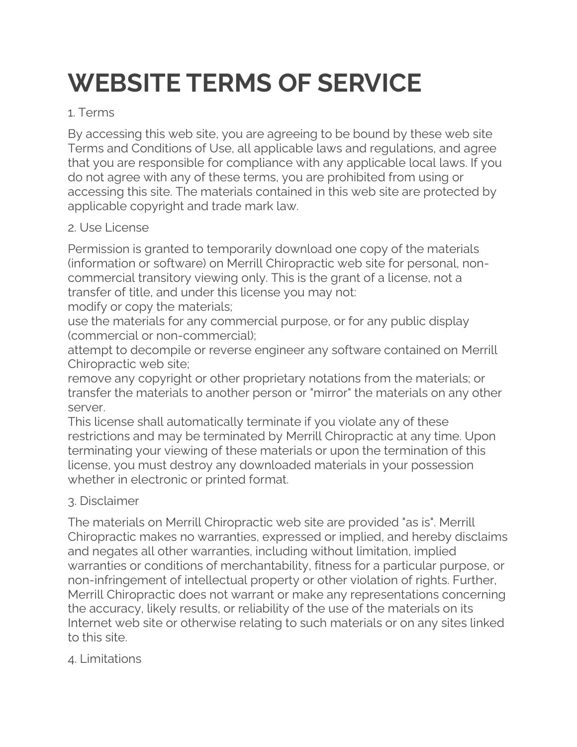# WEBSITE TERMS OF SERVICE

1. Terms

By accessing this web site, you are agreeing to be bound by these web site Terms and Conditions of Use, all applicable laws and regulations, and agree that you are responsible for compliance with any applicable local laws. If you do not agree with any of these terms, you are prohibited from using or accessing this site. The materials contained in this web site are protected by applicable copyright and trade mark law.

2. Use License

Permission is granted to temporarily download one copy of the materials (information or software) on Merrill Chiropractic web site for personal, non-commercial transitory viewing only. This is the grant of a license, not a transfer of title, and under this license you may not:
modify or copy the materials;
use the materials for any commercial purpose, or for any public display (commercial or non-commercial);
attempt to decompile or reverse engineer any software contained on Merrill Chiropractic web site;
remove any copyright or other proprietary notations from the materials; or
transfer the materials to another person or "mirror" the materials on any other server.
This license shall automatically terminate if you violate any of these restrictions and may be terminated by Merrill Chiropractic at any time. Upon terminating your viewing of these materials or upon the termination of this license, you must destroy any downloaded materials in your possession whether in electronic or printed format.

3. Disclaimer

The materials on Merrill Chiropractic web site are provided "as is". Merrill Chiropractic makes no warranties, expressed or implied, and hereby disclaims and negates all other warranties, including without limitation, implied warranties or conditions of merchantability, fitness for a particular purpose, or non-infringement of intellectual property or other violation of rights. Further, Merrill Chiropractic does not warrant or make any representations concerning the accuracy, likely results, or reliability of the use of the materials on its Internet web site or otherwise relating to such materials or on any sites linked to this site.

4. Limitations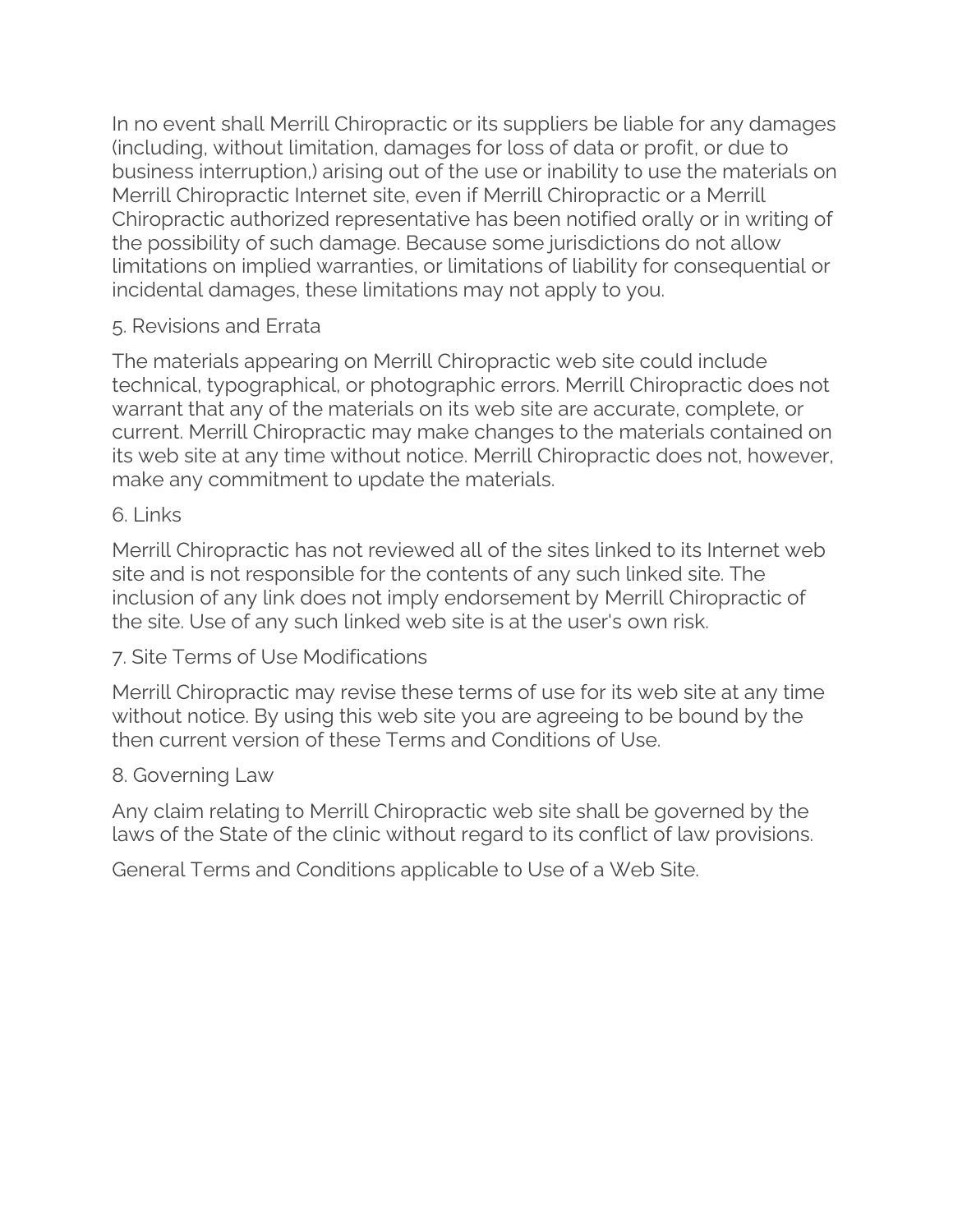In no event shall Merrill Chiropractic or its suppliers be liable for any damages (including, without limitation, damages for loss of data or profit, or due to business interruption,) arising out of the use or inability to use the materials on Merrill Chiropractic Internet site, even if Merrill Chiropractic or a Merrill Chiropractic authorized representative has been notified orally or in writing of the possibility of such damage. Because some jurisdictions do not allow limitations on implied warranties, or limitations of liability for consequential or incidental damages, these limitations may not apply to you.

5. Revisions and Errata

The materials appearing on Merrill Chiropractic web site could include technical, typographical, or photographic errors. Merrill Chiropractic does not warrant that any of the materials on its web site are accurate, complete, or current. Merrill Chiropractic may make changes to the materials contained on its web site at any time without notice. Merrill Chiropractic does not, however, make any commitment to update the materials.

6. Links

Merrill Chiropractic has not reviewed all of the sites linked to its Internet web site and is not responsible for the contents of any such linked site. The inclusion of any link does not imply endorsement by Merrill Chiropractic of the site. Use of any such linked web site is at the user's own risk.

7. Site Terms of Use Modifications

Merrill Chiropractic may revise these terms of use for its web site at any time without notice. By using this web site you are agreeing to be bound by the then current version of these Terms and Conditions of Use.

8. Governing Law

Any claim relating to Merrill Chiropractic web site shall be governed by the laws of the State of the clinic without regard to its conflict of law provisions.

General Terms and Conditions applicable to Use of a Web Site.